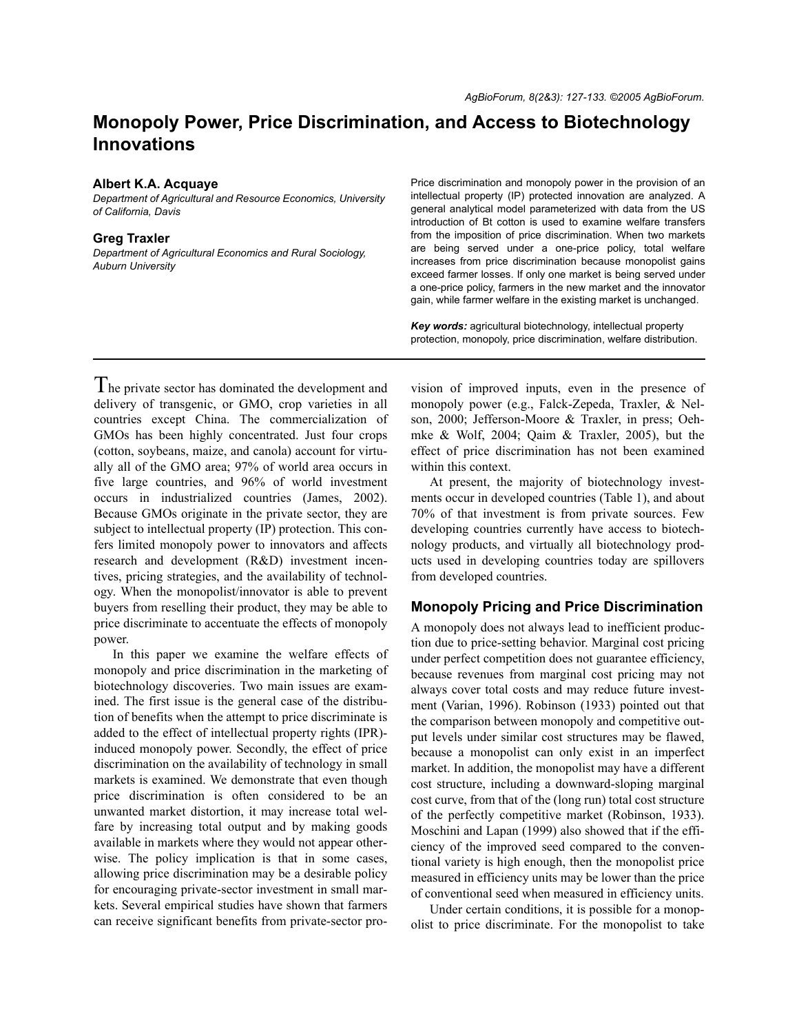# Monopoly Power, Price Discrimination, and Access to Biotechnology Innovations

**Albert K.A. Acquaye**

*Department of Agricultural and Resource Economics, University of California, Davis*

**Greg Traxler**

*Department of Agricultural Economics and Rural Sociology, Auburn University*

Price discrimination and monopoly power in the provision of an intellectual property (IP) protected innovation are analyzed. A general analytical model parameterized with data from the US introduction of Bt cotton is used to examine welfare transfers from the imposition of price discrimination. When two markets are being served under a one-price policy, total welfare increases from price discrimination because monopolist gains exceed farmer losses. If only one market is being served under a one-price policy, farmers in the new market and the innovator gain, while farmer welfare in the existing market is unchanged.

***Key words:*** agricultural biotechnology, intellectual property protection, monopoly, price discrimination, welfare distribution.

---

The private sector has dominated the development and delivery of transgenic, or GMO, crop varieties in all countries except China. The commercialization of GMOs has been highly concentrated. Just four crops (cotton, soybeans, maize, and canola) account for virtually all of the GMO area; 97% of world area occurs in five large countries, and 96% of world investment occurs in industrialized countries (James, 2002). Because GMOs originate in the private sector, they are subject to intellectual property (IP) protection. This confers limited monopoly power to innovators and affects research and development (R&D) investment incentives, pricing strategies, and the availability of technology. When the monopolist/innovator is able to prevent buyers from reselling their product, they may be able to price discriminate to accentuate the effects of monopoly power.

In this paper we examine the welfare effects of monopoly and price discrimination in the marketing of biotechnology discoveries. Two main issues are examined. The first issue is the general case of the distribution of benefits when the attempt to price discriminate is added to the effect of intellectual property rights (IPR)-induced monopoly power. Secondly, the effect of price discrimination on the availability of technology in small markets is examined. We demonstrate that even though price discrimination is often considered to be an unwanted market distortion, it may increase total welfare by increasing total output and by making goods available in markets where they would not appear otherwise. The policy implication is that in some cases, allowing price discrimination may be a desirable policy for encouraging private-sector investment in small markets. Several empirical studies have shown that farmers can receive significant benefits from private-sector provision of improved inputs, even in the presence of monopoly power (e.g., Falck-Zepeda, Traxler, & Nelson, 2000; Jefferson-Moore & Traxler, in press; Oehmke & Wolf, 2004; Qaim & Traxler, 2005), but the effect of price discrimination has not been examined within this context.

At present, the majority of biotechnology investments occur in developed countries (Table 1), and about 70% of that investment is from private sources. Few developing countries currently have access to biotechnology products, and virtually all biotechnology products used in developing countries today are spillovers from developed countries.

## Monopoly Pricing and Price Discrimination

A monopoly does not always lead to inefficient production due to price-setting behavior. Marginal cost pricing under perfect competition does not guarantee efficiency, because revenues from marginal cost pricing may not always cover total costs and may reduce future investment (Varian, 1996). Robinson (1933) pointed out that the comparison between monopoly and competitive output levels under similar cost structures may be flawed, because a monopolist can only exist in an imperfect market. In addition, the monopolist may have a different cost structure, including a downward-sloping marginal cost curve, from that of the (long run) total cost structure of the perfectly competitive market (Robinson, 1933). Moschini and Lapan (1999) also showed that if the efficiency of the improved seed compared to the conventional variety is high enough, then the monopolist price measured in efficiency units may be lower than the price of conventional seed when measured in efficiency units.

Under certain conditions, it is possible for a monopolist to price discriminate. For the monopolist to take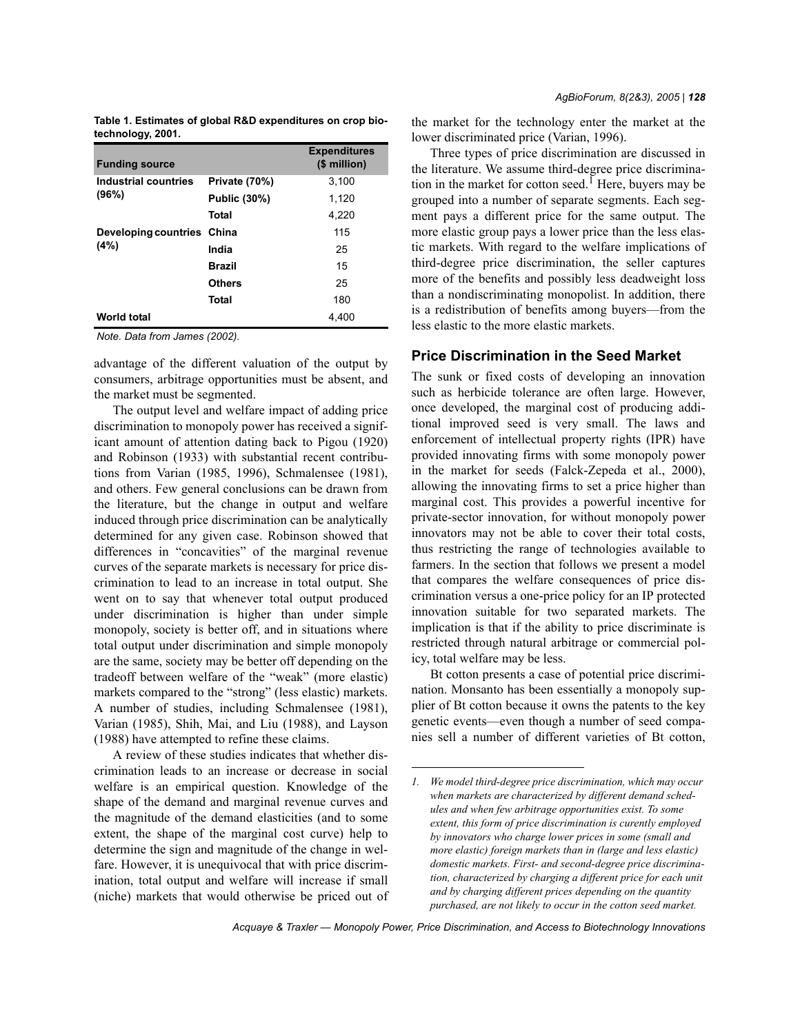**Table 1. Estimates of global R&D expenditures on crop biotechnology, 2001.**

| Funding source | | Expenditures ($ million) |
|---|---|---|
| Industrial countries (96%) | Private (70%) | 3,100 |
| | Public (30%) | 1,120 |
| | Total | 4,220 |
| Developing countries (4%) | China | 115 |
| | India | 25 |
| | Brazil | 15 |
| | Others | 25 |
| | Total | 180 |
| World total | | 4,400 |

*Note. Data from James (2002).*

advantage of the different valuation of the output by consumers, arbitrage opportunities must be absent, and the market must be segmented.

The output level and welfare impact of adding price discrimination to monopoly power has received a significant amount of attention dating back to Pigou (1920) and Robinson (1933) with substantial recent contributions from Varian (1985, 1996), Schmalensee (1981), and others. Few general conclusions can be drawn from the literature, but the change in output and welfare induced through price discrimination can be analytically determined for any given case. Robinson showed that differences in "concavities" of the marginal revenue curves of the separate markets is necessary for price discrimination to lead to an increase in total output. She went on to say that whenever total output produced under discrimination is higher than under simple monopoly, society is better off, and in situations where total output under discrimination and simple monopoly are the same, society may be better off depending on the tradeoff between welfare of the "weak" (more elastic) markets compared to the "strong" (less elastic) markets. A number of studies, including Schmalensee (1981), Varian (1985), Shih, Mai, and Liu (1988), and Layson (1988) have attempted to refine these claims.

A review of these studies indicates that whether discrimination leads to an increase or decrease in social welfare is an empirical question. Knowledge of the shape of the demand and marginal revenue curves and the magnitude of the demand elasticities (and to some extent, the shape of the marginal cost curve) help to determine the sign and magnitude of the change in welfare. However, it is unequivocal that with price discrimination, total output and welfare will increase if small (niche) markets that would otherwise be priced out of the market for the technology enter the market at the lower discriminated price (Varian, 1996).

Three types of price discrimination are discussed in the literature. We assume third-degree price discrimination in the market for cotton seed.[1] Here, buyers may be grouped into a number of separate segments. Each segment pays a different price for the same output. The more elastic group pays a lower price than the less elastic markets. With regard to the welfare implications of third-degree price discrimination, the seller captures more of the benefits and possibly less deadweight loss than a nondiscriminating monopolist. In addition, there is a redistribution of benefits among buyers—from the less elastic to the more elastic markets.

## Price Discrimination in the Seed Market

The sunk or fixed costs of developing an innovation such as herbicide tolerance are often large. However, once developed, the marginal cost of producing additional improved seed is very small. The laws and enforcement of intellectual property rights (IPR) have provided innovating firms with some monopoly power in the market for seeds (Falck-Zepeda et al., 2000), allowing the innovating firms to set a price higher than marginal cost. This provides a powerful incentive for private-sector innovation, for without monopoly power innovators may not be able to cover their total costs, thus restricting the range of technologies available to farmers. In the section that follows we present a model that compares the welfare consequences of price discrimination versus a one-price policy for an IP protected innovation suitable for two separated markets. The implication is that if the ability to price discriminate is restricted through natural arbitrage or commercial policy, total welfare may be less.

Bt cotton presents a case of potential price discrimination. Monsanto has been essentially a monopoly supplier of Bt cotton because it owns the patents to the key genetic events—even though a number of seed companies sell a number of different varieties of Bt cotton,

---

1. *We model third-degree price discrimination, which may occur when markets are characterized by different demand schedules and when few arbitrage opportunities exist. To some extent, this form of price discrimination is curently employed by innovators who charge lower prices in some (small and more elastic) foreign markets than in (large and less elastic) domestic markets. First- and second-degree price discrimination, characterized by charging a different price for each unit and by charging different prices depending on the quantity purchased, are not likely to occur in the cotton seed market.*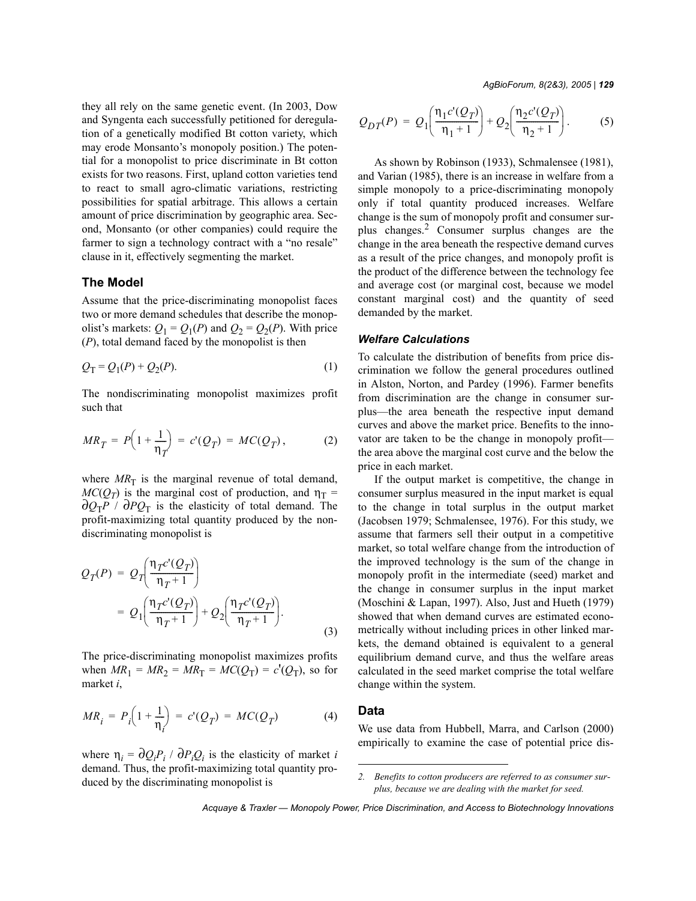they all rely on the same genetic event. (In 2003, Dow and Syngenta each successfully petitioned for deregulation of a genetically modified Bt cotton variety, which may erode Monsanto's monopoly position.) The potential for a monopolist to price discriminate in Bt cotton exists for two reasons. First, upland cotton varieties tend to react to small agro-climatic variations, restricting possibilities for spatial arbitrage. This allows a certain amount of price discrimination by geographic area. Second, Monsanto (or other companies) could require the farmer to sign a technology contract with a "no resale" clause in it, effectively segmenting the market.

## The Model

Assume that the price-discriminating monopolist faces two or more demand schedules that describe the monopolist's markets: $Q_1 = Q_1(P)$ and $Q_2 = Q_2(P)$. With price ($P$), total demand faced by the monopolist is then

$$Q_T = Q_1(P) + Q_2(P). \quad (1)$$

The nondiscriminating monopolist maximizes profit such that

$$MR_T = P\left(1 + \frac{1}{\eta_T}\right) = c'(Q_T) = MC(Q_T), \quad (2)$$

where $MR_T$ is the marginal revenue of total demand, $MC(Q_T)$ is the marginal cost of production, and $\eta_T = \partial Q_T P / \partial P Q_T$ is the elasticity of total demand. The profit-maximizing total quantity produced by the nondiscriminating monopolist is

$$\begin{aligned} Q_T(P) &= Q_T\left(\frac{\eta_T c'(Q_T)}{\eta_T + 1}\right) \\ &= Q_1\left(\frac{\eta_T c'(Q_T)}{\eta_T + 1}\right) + Q_2\left(\frac{\eta_T c'(Q_T)}{\eta_T + 1}\right). \end{aligned} \quad (3)$$

The price-discriminating monopolist maximizes profits when $MR_1 = MR_2 = MR_T = MC(Q_T) = c'(Q_T)$, so for market $i$,

$$MR_i = P_i\left(1 + \frac{1}{\eta_i}\right) = c'(Q_T) = MC(Q_T) \quad (4)$$

where $\eta_i = \partial Q_i P_i / \partial P_i Q_i$ is the elasticity of market $i$ demand. Thus, the profit-maximizing total quantity produced by the discriminating monopolist is

$$Q_{DT}(P) = Q_1\left(\frac{\eta_1 c'(Q_T)}{\eta_1 + 1}\right) + Q_2\left(\frac{\eta_2 c'(Q_T)}{\eta_2 + 1}\right). \quad (5)$$

As shown by Robinson (1933), Schmalensee (1981), and Varian (1985), there is an increase in welfare from a simple monopoly to a price-discriminating monopoly only if total quantity produced increases. Welfare change is the sum of monopoly profit and consumer surplus changes.[2] Consumer surplus changes are the change in the area beneath the respective demand curves as a result of the price changes, and monopoly profit is the product of the difference between the technology fee and average cost (or marginal cost, because we model constant marginal cost) and the quantity of seed demanded by the market.

### Welfare Calculations

To calculate the distribution of benefits from price discrimination we follow the general procedures outlined in Alston, Norton, and Pardey (1996). Farmer benefits from discrimination are the change in consumer surplus—the area beneath the respective input demand curves and above the market price. Benefits to the innovator are taken to be the change in monopoly profit—the area above the marginal cost curve and the below the price in each market.

If the output market is competitive, the change in consumer surplus measured in the input market is equal to the change in total surplus in the output market (Jacobsen 1979; Schmalensee, 1976). For this study, we assume that farmers sell their output in a competitive market, so total welfare change from the introduction of the improved technology is the sum of the change in monopoly profit in the intermediate (seed) market and the change in consumer surplus in the input market (Moschini & Lapan, 1997). Also, Just and Hueth (1979) showed that when demand curves are estimated econometrically without including prices in other linked markets, the demand obtained is equivalent to a general equilibrium demand curve, and thus the welfare areas calculated in the seed market comprise the total welfare change within the system.

## Data

We use data from Hubbell, Marra, and Carlson (2000) empirically to examine the case of potential price dis-

---

2. *Benefits to cotton producers are referred to as consumer surplus, because we are dealing with the market for seed.*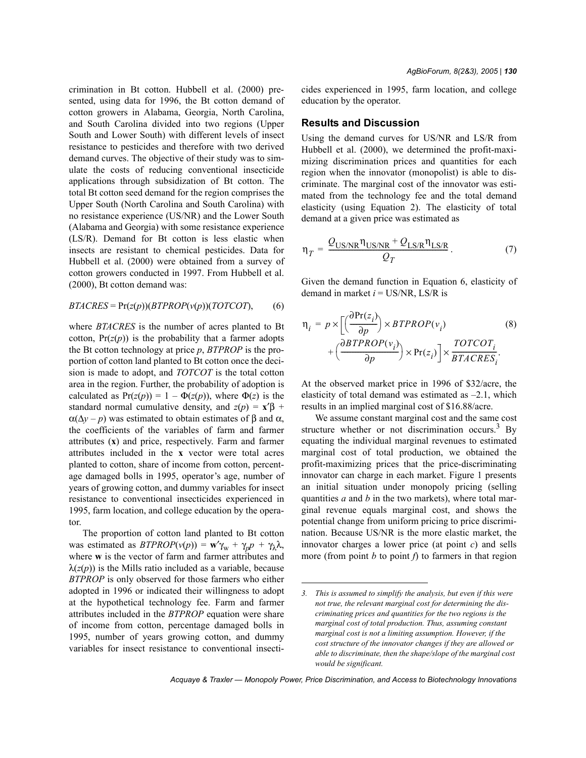crimination in Bt cotton. Hubbell et al. (2000) presented, using data for 1996, the Bt cotton demand of cotton growers in Alabama, Georgia, North Carolina, and South Carolina divided into two regions (Upper South and Lower South) with different levels of insect resistance to pesticides and therefore with two derived demand curves. The objective of their study was to simulate the costs of reducing conventional insecticide applications through subsidization of Bt cotton. The total Bt cotton seed demand for the region comprises the Upper South (North Carolina and South Carolina) with no resistance experience (US/NR) and the Lower South (Alabama and Georgia) with some resistance experience (LS/R). Demand for Bt cotton is less elastic when insects are resistant to chemical pesticides. Data for Hubbell et al. (2000) were obtained from a survey of cotton growers conducted in 1997. From Hubbell et al. (2000), Bt cotton demand was:

$$BTACRES = \Pr(z(p))(BTPROP(v(p))(TOTCOT), \qquad (6)$$

where *BTACRES* is the number of acres planted to Bt cotton, $\Pr(z(p))$ is the probability that a farmer adopts the Bt cotton technology at price $p$, *BTPROP* is the proportion of cotton land planted to Bt cotton once the decision is made to adopt, and *TOTCOT* is the total cotton area in the region. Further, the probability of adoption is calculated as $\Pr(z(p)) = 1 - \Phi(z(p))$, where $\Phi(z)$ is the standard normal cumulative density, and $z(p) = \mathbf{x}'\beta + \alpha(\Delta y - p)$ was estimated to obtain estimates of $\beta$ and $\alpha$, the coefficients of the variables of farm and farmer attributes ($\mathbf{x}$) and price, respectively. Farm and farmer attributes included in the $\mathbf{x}$ vector were total acres planted to cotton, share of income from cotton, percentage damaged bolls in 1995, operator's age, number of years of growing cotton, and dummy variables for insect resistance to conventional insecticides experienced in 1995, farm location, and college education by the operator.

The proportion of cotton land planted to Bt cotton was estimated as $BTPROP(v(p)) = \mathbf{w}'\gamma_w + \gamma_p p + \gamma_\lambda \lambda$, where $\mathbf{w}$ is the vector of farm and farmer attributes and $\lambda(z(p))$ is the Mills ratio included as a variable, because *BTPROP* is only observed for those farmers who either adopted in 1996 or indicated their willingness to adopt at the hypothetical technology fee. Farm and farmer attributes included in the *BTPROP* equation were share of income from cotton, percentage damaged bolls in 1995, number of years growing cotton, and dummy variables for insect resistance to conventional insecticides experienced in 1995, farm location, and college education by the operator.

## Results and Discussion

Using the demand curves for US/NR and LS/R from Hubbell et al. (2000), we determined the profit-maximizing discrimination prices and quantities for each region when the innovator (monopolist) is able to discriminate. The marginal cost of the innovator was estimated from the technology fee and the total demand elasticity (using Equation 2). The elasticity of total demand at a given price was estimated as

$$\eta_T = \frac{Q_{\text{US/NR}}\eta_{\text{US/NR}} + Q_{\text{LS/R}}\eta_{\text{LS/R}}}{Q_T}. \qquad (7)$$

Given the demand function in Equation 6, elasticity of demand in market $i$ = US/NR, LS/R is

$$\eta_i = p \times \left[\left(\frac{\partial \Pr(z_i)}{\partial p}\right) \times BTPROP(v_i) + \left(\frac{\partial BTPROP(v_i)}{\partial p}\right) \times \Pr(z_i)\right] \times \frac{TOTCOT_i}{BTACRES_i}. \qquad (8)$$

At the observed market price in 1996 of \$32/acre, the elasticity of total demand was estimated as –2.1, which results in an implied marginal cost of \$16.88/acre.

We assume constant marginal cost and the same cost structure whether or not discrimination occurs.[3] By equating the individual marginal revenues to estimated marginal cost of total production, we obtained the profit-maximizing prices that the price-discriminating innovator can charge in each market. Figure 1 presents an initial situation under monopoly pricing (selling quantities *a* and *b* in the two markets), where total marginal revenue equals marginal cost, and shows the potential change from uniform pricing to price discrimination. Because US/NR is the more elastic market, the innovator charges a lower price (at point *c*) and sells more (from point *b* to point *f*) to farmers in that region

*3. This is assumed to simplify the analysis, but even if this were not true, the relevant marginal cost for determining the discriminating prices and quantities for the two regions is the marginal cost of total production. Thus, assuming constant marginal cost is not a limiting assumption. However, if the cost structure of the innovator changes if they are allowed or able to discriminate, then the shape/slope of the marginal cost would be significant.*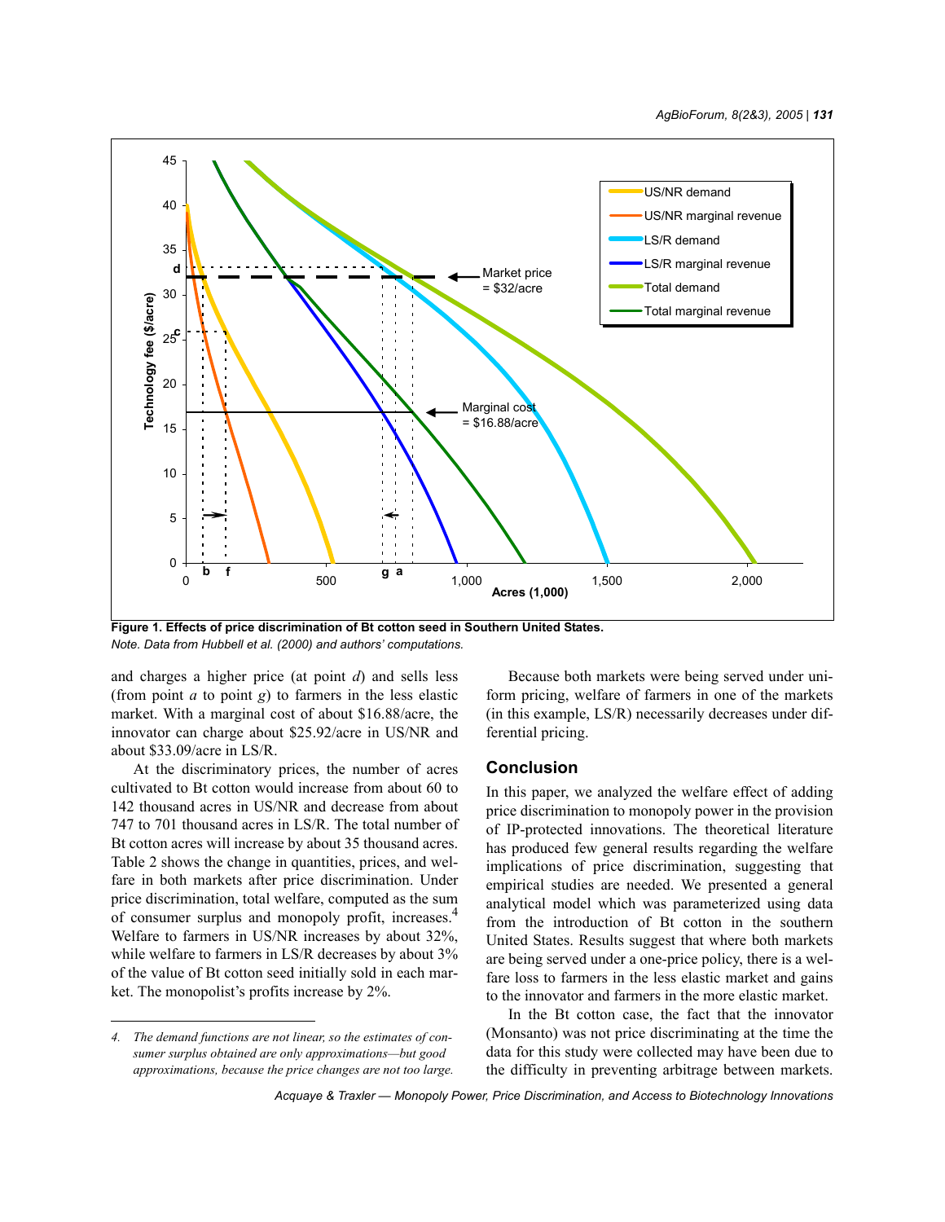**Figure 1. Effects of price discrimination of Bt cotton seed in Southern United States.**
*Note. Data from Hubbell et al. (2000) and authors' computations.*

and charges a higher price (at point *d*) and sells less (from point *a* to point *g*) to farmers in the less elastic market. With a marginal cost of about $16.88/acre, the innovator can charge about $25.92/acre in US/NR and about $33.09/acre in LS/R.

At the discriminatory prices, the number of acres cultivated to Bt cotton would increase from about 60 to 142 thousand acres in US/NR and decrease from about 747 to 701 thousand acres in LS/R. The total number of Bt cotton acres will increase by about 35 thousand acres. Table 2 shows the change in quantities, prices, and welfare in both markets after price discrimination. Under price discrimination, total welfare, computed as the sum of consumer surplus and monopoly profit, increases.[4] Welfare to farmers in US/NR increases by about 32%, while welfare to farmers in LS/R decreases by about 3% of the value of Bt cotton seed initially sold in each market. The monopolist's profits increase by 2%.

Because both markets were being served under uniform pricing, welfare of farmers in one of the markets (in this example, LS/R) necessarily decreases under differential pricing.

## Conclusion

In this paper, we analyzed the welfare effect of adding price discrimination to monopoly power in the provision of IP-protected innovations. The theoretical literature has produced few general results regarding the welfare implications of price discrimination, suggesting that empirical studies are needed. We presented a general analytical model which was parameterized using data from the introduction of Bt cotton in the southern United States. Results suggest that where both markets are being served under a one-price policy, there is a welfare loss to farmers in the less elastic market and gains to the innovator and farmers in the more elastic market.

In the Bt cotton case, the fact that the innovator (Monsanto) was not price discriminating at the time the data for this study were collected may have been due to the difficulty in preventing arbitrage between markets.

---

*4. The demand functions are not linear, so the estimates of consumer surplus obtained are only approximations—but good approximations, because the price changes are not too large.*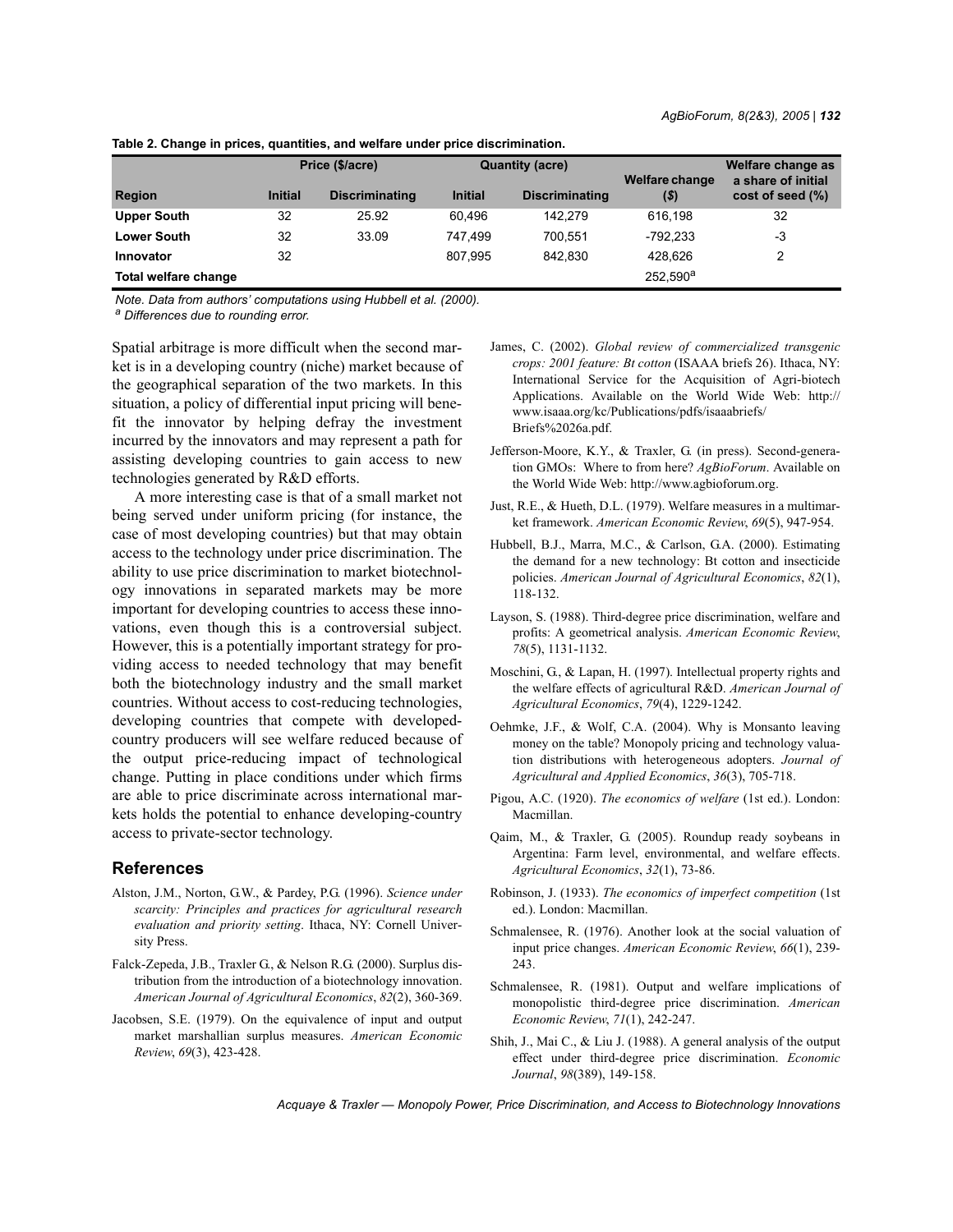**Table 2. Change in prices, quantities, and welfare under price discrimination.**

| Region | Price ($/acre) | | Quantity (acre) | | Welfare change ($) | Welfare change as a share of initial cost of seed (%) |
|---|---|---|---|---|---|---|
| | Initial | Discriminating | Initial | Discriminating | | |
| **Upper South** | 32 | 25.92 | 60,496 | 142,279 | 616,198 | 32 |
| **Lower South** | 32 | 33.09 | 747,499 | 700,551 | -792,233 | -3 |
| **Innovator** | 32 | | 807,995 | 842,830 | 428,626 | 2 |
| **Total welfare change** | | | | | 252,590[a] | |

*Note. Data from authors' computations using Hubbell et al. (2000).*

[a] *Differences due to rounding error.*

Spatial arbitrage is more difficult when the second market is in a developing country (niche) market because of the geographical separation of the two markets. In this situation, a policy of differential input pricing will benefit the innovator by helping defray the investment incurred by the innovators and may represent a path for assisting developing countries to gain access to new technologies generated by R&D efforts.

A more interesting case is that of a small market not being served under uniform pricing (for instance, the case of most developing countries) but that may obtain access to the technology under price discrimination. The ability to use price discrimination to market biotechnology innovations in separated markets may be more important for developing countries to access these innovations, even though this is a controversial subject. However, this is a potentially important strategy for providing access to needed technology that may benefit both the biotechnology industry and the small market countries. Without access to cost-reducing technologies, developing countries that compete with developed-country producers will see welfare reduced because of the output price-reducing impact of technological change. Putting in place conditions under which firms are able to price discriminate across international markets holds the potential to enhance developing-country access to private-sector technology.

## References

Alston, J.M., Norton, G.W., & Pardey, P.G. (1996). *Science under scarcity: Principles and practices for agricultural research evaluation and priority setting*. Ithaca, NY: Cornell University Press.

Falck-Zepeda, J.B., Traxler G., & Nelson R.G. (2000). Surplus distribution from the introduction of a biotechnology innovation. *American Journal of Agricultural Economics*, *82*(2), 360-369.

Jacobsen, S.E. (1979). On the equivalence of input and output market marshallian surplus measures. *American Economic Review*, *69*(3), 423-428.

James, C. (2002). *Global review of commercialized transgenic crops: 2001 feature: Bt cotton* (ISAAA briefs 26). Ithaca, NY: International Service for the Acquisition of Agri-biotech Applications. Available on the World Wide Web: http://www.isaaa.org/kc/Publications/pdfs/isaaabriefs/Briefs%2026a.pdf.

Jefferson-Moore, K.Y., & Traxler, G. (in press). Second-generation GMOs: Where to from here? *AgBioForum*. Available on the World Wide Web: http://www.agbioforum.org.

Just, R.E., & Hueth, D.L. (1979). Welfare measures in a multimarket framework. *American Economic Review*, *69*(5), 947-954.

Hubbell, B.J., Marra, M.C., & Carlson, G.A. (2000). Estimating the demand for a new technology: Bt cotton and insecticide policies. *American Journal of Agricultural Economics*, *82*(1), 118-132.

Layson, S. (1988). Third-degree price discrimination, welfare and profits: A geometrical analysis. *American Economic Review*, *78*(5), 1131-1132.

Moschini, G., & Lapan, H. (1997). Intellectual property rights and the welfare effects of agricultural R&D. *American Journal of Agricultural Economics*, *79*(4), 1229-1242.

Oehmke, J.F., & Wolf, C.A. (2004). Why is Monsanto leaving money on the table? Monopoly pricing and technology valuation distributions with heterogeneous adopters. *Journal of Agricultural and Applied Economics*, *36*(3), 705-718.

Pigou, A.C. (1920). *The economics of welfare* (1st ed.). London: Macmillan.

Qaim, M., & Traxler, G. (2005). Roundup ready soybeans in Argentina: Farm level, environmental, and welfare effects. *Agricultural Economics*, *32*(1), 73-86.

Robinson, J. (1933). *The economics of imperfect competition* (1st ed.). London: Macmillan.

Schmalensee, R. (1976). Another look at the social valuation of input price changes. *American Economic Review*, *66*(1), 239-243.

Schmalensee, R. (1981). Output and welfare implications of monopolistic third-degree price discrimination. *American Economic Review*, *71*(1), 242-247.

Shih, J., Mai C., & Liu J. (1988). A general analysis of the output effect under third-degree price discrimination. *Economic Journal*, *98*(389), 149-158.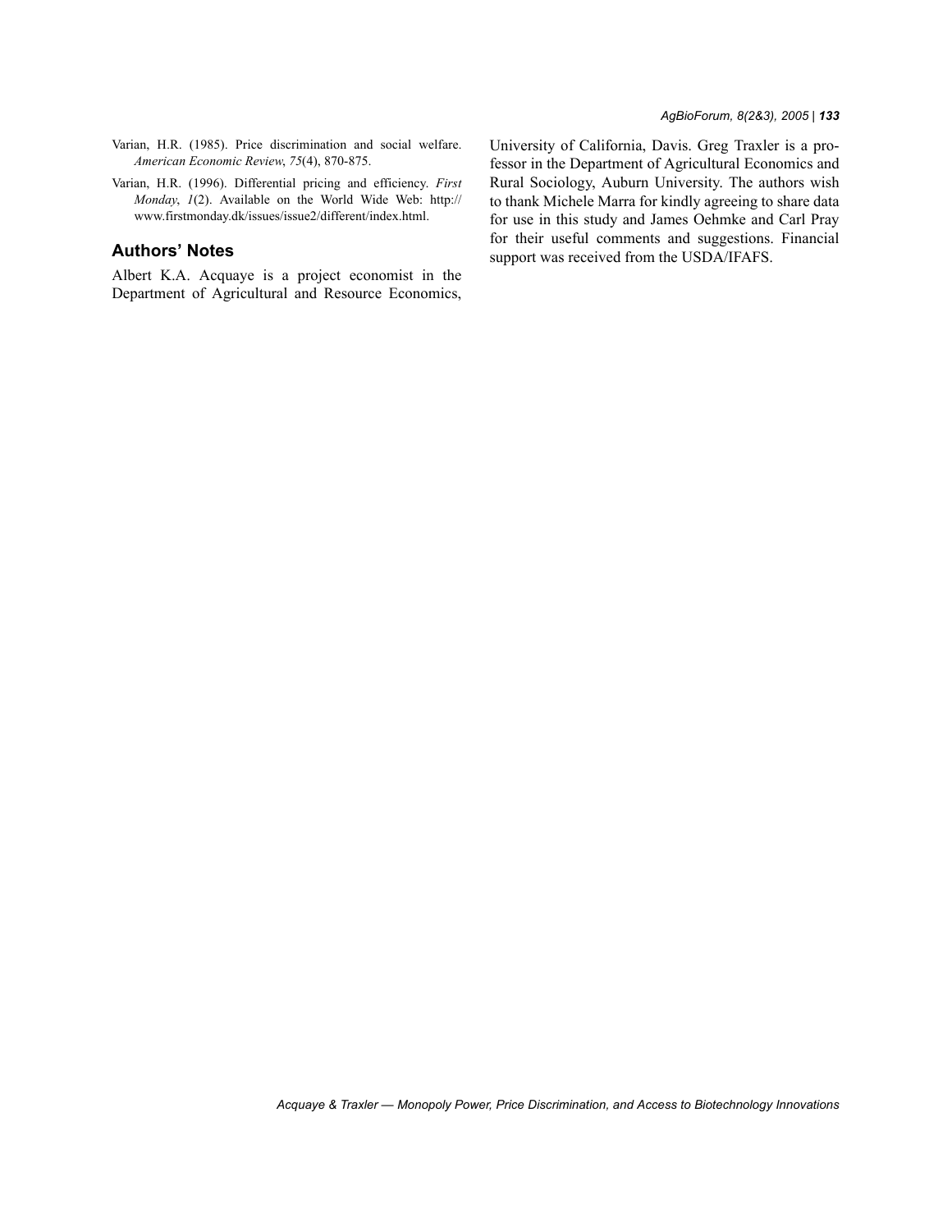Varian, H.R. (1985). Price discrimination and social welfare. *American Economic Review*, *75*(4), 870-875.

Varian, H.R. (1996). Differential pricing and efficiency. *First Monday*, *1*(2). Available on the World Wide Web: http://www.firstmonday.dk/issues/issue2/different/index.html.

## Authors' Notes

Albert K.A. Acquaye is a project economist in the Department of Agricultural and Resource Economics, University of California, Davis. Greg Traxler is a professor in the Department of Agricultural Economics and Rural Sociology, Auburn University. The authors wish to thank Michele Marra for kindly agreeing to share data for use in this study and James Oehmke and Carl Pray for their useful comments and suggestions. Financial support was received from the USDA/IFAFS.